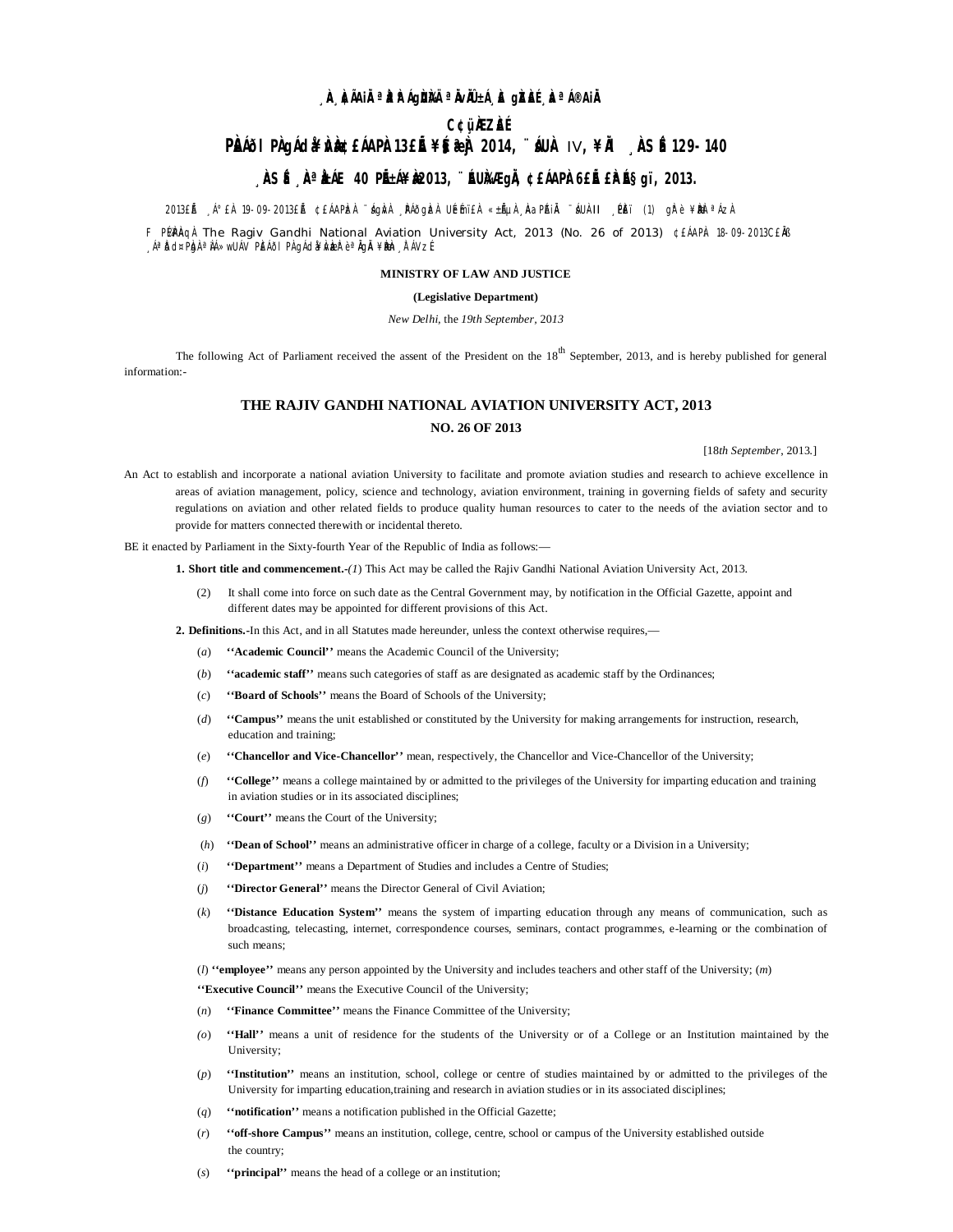¸À¸ÀìÁAiÀÄ ªÀÄvÀÄÛ ¸ÀA¸À¢ÃAiÀÄ ªÀåªÀºÁgÀUÀ¼À ¸ÀaªÁ®AiÀÄ

C¢ü¸ÀÆZÀ£É

PÀ£ÁðlPÀ gÁdå¥ÀvÀæ ¢£ÁAPÀ 13£Éà ¥sɧæªÀj 2014, ¨sÁUÀ IV, ¥ÀÄl ¸ÀASÉå 129-140

¸ÀASÉå ¸ÀªÀå±ÁE 40 PÉÃAzÀæ 2013, ¨ÉAUÀ¼ÀÆgÀÄ, ¢£ÁAPÀ 6£Éà £ÀªÉA§gï, 2013.

2013£Éà ¸Á°£À 19-09-2013£Éà ¢£ÁAPÀzÀ ¨sÁgÀvÀ ¸ÀPÁðgÀzÀ UÉeÉmï£À «±ÉõÀ ¸ÀaPÉAiÀÄ ¨sÁUÀ II ¸ÉPÀë£ï (1) gÀ°è ¥ÀæPÀlªÁzÀ

F PɼÀPÀAqÀ The Ragiv Gandhi National Aviation University Act, 2013 (No. 26 of 2013) ¢£ÁAPÀ 18-09-2013C£ÀÄß ¸ÁªÀðd¤PÀgÀ ªÀiÁ»wUÁV PÀ£ÁðlPÀ gÁdå¥ÀvÀæzÀ°è ªÀÄgÀÄ ¥ÀæPÀn¸À¯ÁVzÉ

**MINISTRY OF LAW AND JUSTICE**

**(Legislative Department)**

*New Delhi*, the *19th September*, 2013

The following Act of Parliament received the assent of the President on the 18th September, 2013, and is hereby published for general information:-

## THE RAJIV GANDHI NATIONAL AVIATION UNIVERSITY ACT, 2013

### NO. 26 OF 2013

[18*th September*, 2013.]

An Act to establish and incorporate a national aviation University to facilitate and promote aviation studies and research to achieve excellence in areas of aviation management, policy, science and technology, aviation environment, training in governing fields of safety and security regulations on aviation and other related fields to produce quality human resources to cater to the needs of the aviation sector and to provide for matters connected therewith or incidental thereto.

BE it enacted by Parliament in the Sixty-fourth Year of the Republic of India as follows:—

**1. Short title and commencement.-**(*1*) This Act may be called the Rajiv Gandhi National Aviation University Act, 2013.

(2) It shall come into force on such date as the Central Government may, by notification in the Official Gazette, appoint and different dates may be appointed for different provisions of this Act.

**2. Definitions.-**In this Act, and in all Statutes made hereunder, unless the context otherwise requires,—

(*a*) **''Academic Council''** means the Academic Council of the University;

(*b*) **''academic staff''** means such categories of staff as are designated as academic staff by the Ordinances;

(*c*) **''Board of Schools''** means the Board of Schools of the University;

(*d*) **''Campus''** means the unit established or constituted by the University for making arrangements for instruction, research, education and training;

(*e*) **''Chancellor and Vice-Chancellor''** mean, respectively, the Chancellor and Vice-Chancellor of the University;

(*f*) **''College''** means a college maintained by or admitted to the privileges of the University for imparting education and training in aviation studies or in its associated disciplines;

(*g*) **''Court''** means the Court of the University;

(*h*) **''Dean of School''** means an administrative officer in charge of a college, faculty or a Division in a University;

(*i*) **''Department''** means a Department of Studies and includes a Centre of Studies;

(*j*) **''Director General''** means the Director General of Civil Aviation;

(*k*) **''Distance Education System''** means the system of imparting education through any means of communication, such as broadcasting, telecasting, internet, correspondence courses, seminars, contact programmes, e-learning or the combination of such means;

(*l*) **''employee''** means any person appointed by the University and includes teachers and other staff of the University;

(*m*) **''Executive Council''** means the Executive Council of the University;

(*n*) **''Finance Committee''** means the Finance Committee of the University;

(*o*) **''Hall''** means a unit of residence for the students of the University or of a College or an Institution maintained by the University;

(*p*) **''Institution''** means an institution, school, college or centre of studies maintained by or admitted to the privileges of the University for imparting education,training and research in aviation studies or in its associated disciplines;

(*q*) **''notification''** means a notification published in the Official Gazette;

(*r*) **''off-shore Campus''** means an institution, college, centre, school or campus of the University established outside the country;

(*s*) **''principal''** means the head of a college or an institution;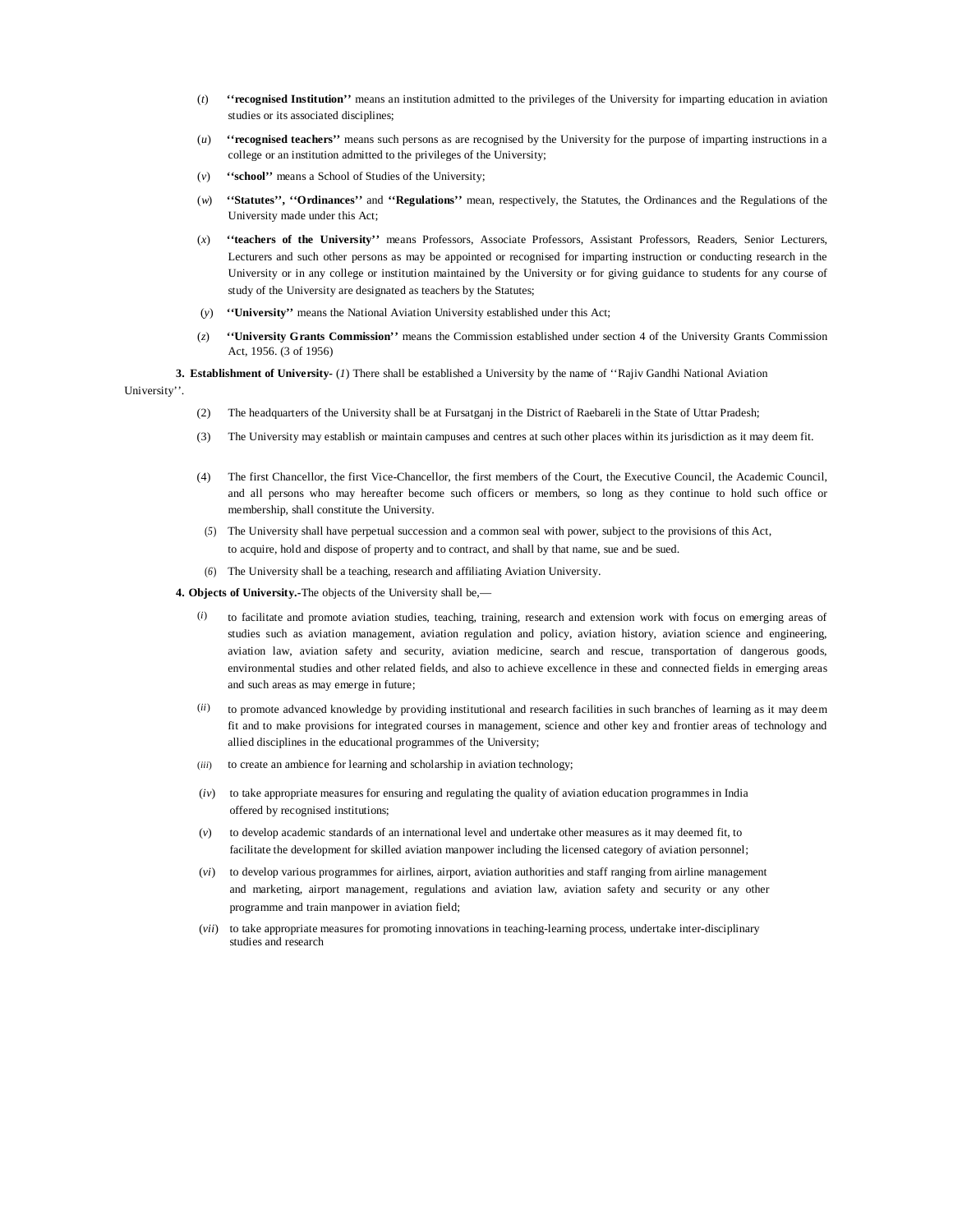(*t*) **''recognised Institution''** means an institution admitted to the privileges of the University for imparting education in aviation studies or its associated disciplines;

(*u*) **''recognised teachers''** means such persons as are recognised by the University for the purpose of imparting instructions in a college or an institution admitted to the privileges of the University;

(*v*) **''school''** means a School of Studies of the University;

(*w*) **''Statutes'', ''Ordinances''** and **''Regulations''** mean, respectively, the Statutes, the Ordinances and the Regulations of the University made under this Act;

(*x*) **''teachers of the University''** means Professors, Associate Professors, Assistant Professors, Readers, Senior Lecturers, Lecturers and such other persons as may be appointed or recognised for imparting instruction or conducting research in the University or in any college or institution maintained by the University or for giving guidance to students for any course of study of the University are designated as teachers by the Statutes;

(*y*) **''University''** means the National Aviation University established under this Act;

(*z*) **''University Grants Commission''** means the Commission established under section 4 of the University Grants Commission Act, 1956. (3 of 1956)

**3. Establishment of University-** (*1*) There shall be established a University by the name of ''Rajiv Gandhi National Aviation University''.

(2) The headquarters of the University shall be at Fursatganj in the District of Raebareli in the State of Uttar Pradesh;

(3) The University may establish or maintain campuses and centres at such other places within its jurisdiction as it may deem fit.

(4) The first Chancellor, the first Vice-Chancellor, the first members of the Court, the Executive Council, the Academic Council, and all persons who may hereafter become such officers or members, so long as they continue to hold such office or membership, shall constitute the University.

(*5*) The University shall have perpetual succession and a common seal with power, subject to the provisions of this Act, to acquire, hold and dispose of property and to contract, and shall by that name, sue and be sued.

(*6*) The University shall be a teaching, research and affiliating Aviation University.

**4. Objects of University.-**The objects of the University shall be,—

(*i*) to facilitate and promote aviation studies, teaching, training, research and extension work with focus on emerging areas of studies such as aviation management, aviation regulation and policy, aviation history, aviation science and engineering, aviation law, aviation safety and security, aviation medicine, search and rescue, transportation of dangerous goods, environmental studies and other related fields, and also to achieve excellence in these and connected fields in emerging areas and such areas as may emerge in future;

(*ii*) to promote advanced knowledge by providing institutional and research facilities in such branches of learning as it may deem fit and to make provisions for integrated courses in management, science and other key and frontier areas of technology and allied disciplines in the educational programmes of the University;

(*iii*) to create an ambience for learning and scholarship in aviation technology;

(*iv*) to take appropriate measures for ensuring and regulating the quality of aviation education programmes in India offered by recognised institutions;

(*v*) to develop academic standards of an international level and undertake other measures as it may deemed fit, to facilitate the development for skilled aviation manpower including the licensed category of aviation personnel;

(*vi*) to develop various programmes for airlines, airport, aviation authorities and staff ranging from airline management and marketing, airport management, regulations and aviation law, aviation safety and security or any other programme and train manpower in aviation field;

(*vii*) to take appropriate measures for promoting innovations in teaching-learning process, undertake inter-disciplinary studies and research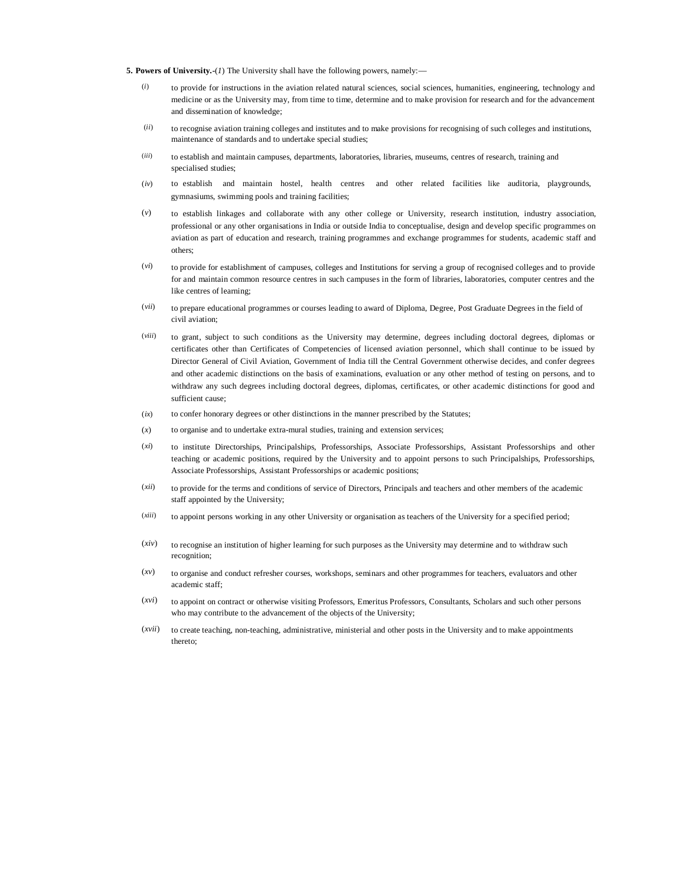**5. Powers of University.**-(*1*) The University shall have the following powers, namely:—

(*i*) to provide for instructions in the aviation related natural sciences, social sciences, humanities, engineering, technology and medicine or as the University may, from time to time, determine and to make provision for research and for the advancement and dissemination of knowledge;

(*ii*) to recognise aviation training colleges and institutes and to make provisions for recognising of such colleges and institutions, maintenance of standards and to undertake special studies;

(*iii*) to establish and maintain campuses, departments, laboratories, libraries, museums, centres of research, training and specialised studies;

(*iv*) to establish and maintain hostel, health centres and other related facilities like auditoria, playgrounds, gymnasiums, swimming pools and training facilities;

(*v*) to establish linkages and collaborate with any other college or University, research institution, industry association, professional or any other organisations in India or outside India to conceptualise, design and develop specific programmes on aviation as part of education and research, training programmes and exchange programmes for students, academic staff and others;

(*vi*) to provide for establishment of campuses, colleges and Institutions for serving a group of recognised colleges and to provide for and maintain common resource centres in such campuses in the form of libraries, laboratories, computer centres and the like centres of learning;

(*vii*) to prepare educational programmes or courses leading to award of Diploma, Degree, Post Graduate Degrees in the field of civil aviation;

(*viii*) to grant, subject to such conditions as the University may determine, degrees including doctoral degrees, diplomas or certificates other than Certificates of Competencies of licensed aviation personnel, which shall continue to be issued by Director General of Civil Aviation, Government of India till the Central Government otherwise decides, and confer degrees and other academic distinctions on the basis of examinations, evaluation or any other method of testing on persons, and to withdraw any such degrees including doctoral degrees, diplomas, certificates, or other academic distinctions for good and sufficient cause;

(*ix*) to confer honorary degrees or other distinctions in the manner prescribed by the Statutes;

(*x*) to organise and to undertake extra-mural studies, training and extension services;

(*xi*) to institute Directorships, Principalships, Professorships, Associate Professorships, Assistant Professorships and other teaching or academic positions, required by the University and to appoint persons to such Principalships, Professorships, Associate Professorships, Assistant Professorships or academic positions;

(*xii*) to provide for the terms and conditions of service of Directors, Principals and teachers and other members of the academic staff appointed by the University;

(*xiii*) to appoint persons working in any other University or organisation as teachers of the University for a specified period;

(*xiv*) to recognise an institution of higher learning for such purposes as the University may determine and to withdraw such recognition;

(*xv*) to organise and conduct refresher courses, workshops, seminars and other programmes for teachers, evaluators and other academic staff;

(*xvi*) to appoint on contract or otherwise visiting Professors, Emeritus Professors, Consultants, Scholars and such other persons who may contribute to the advancement of the objects of the University;

(*xvii*) to create teaching, non-teaching, administrative, ministerial and other posts in the University and to make appointments thereto;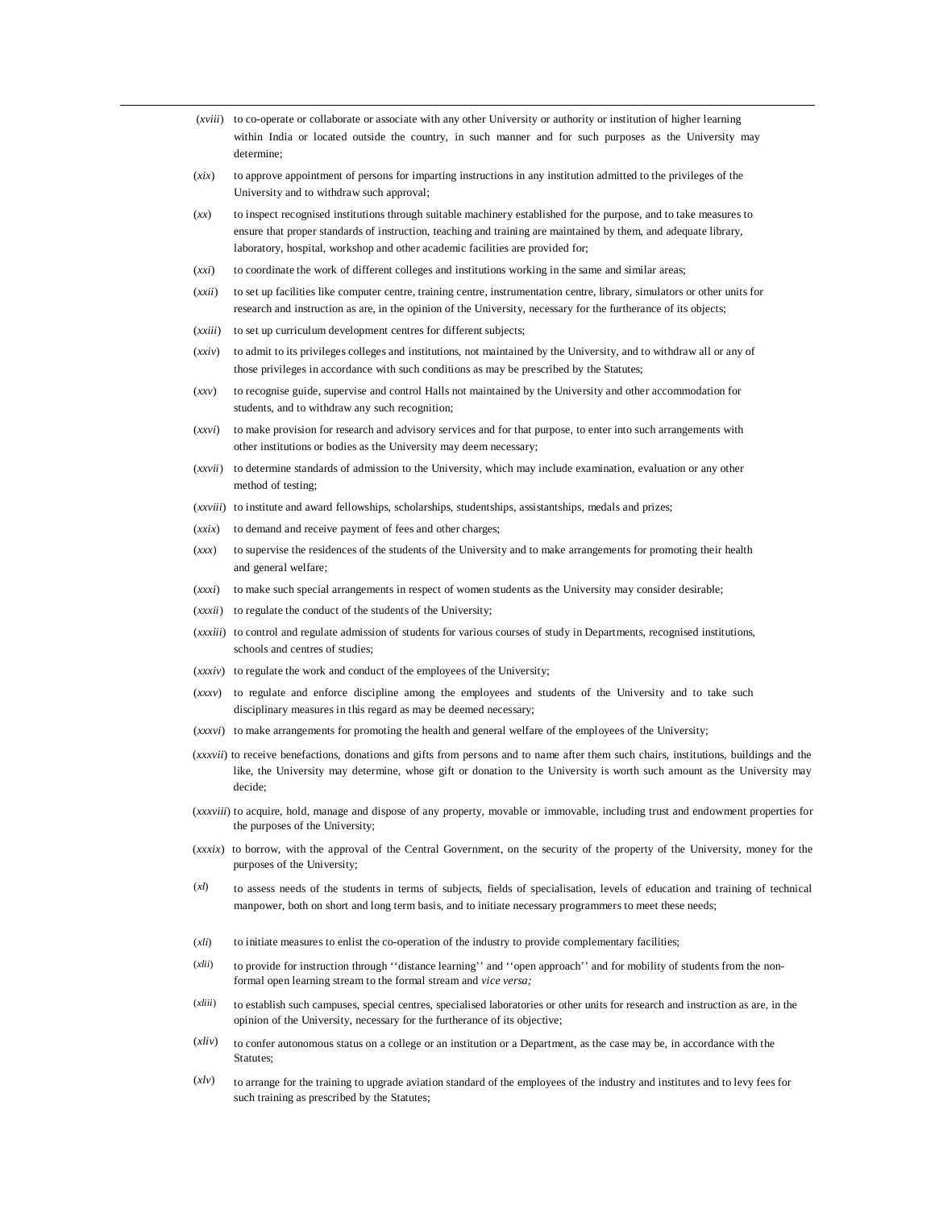(*xviii*) to co-operate or collaborate or associate with any other University or authority or institution of higher learning within India or located outside the country, in such manner and for such purposes as the University may determine;

(*xix*) to approve appointment of persons for imparting instructions in any institution admitted to the privileges of the University and to withdraw such approval;

(*xx*) to inspect recognised institutions through suitable machinery established for the purpose, and to take measures to ensure that proper standards of instruction, teaching and training are maintained by them, and adequate library, laboratory, hospital, workshop and other academic facilities are provided for;

(*xxi*) to coordinate the work of different colleges and institutions working in the same and similar areas;

(*xxii*) to set up facilities like computer centre, training centre, instrumentation centre, library, simulators or other units for research and instruction as are, in the opinion of the University, necessary for the furtherance of its objects;

(*xxiii*) to set up curriculum development centres for different subjects;

(*xxiv*) to admit to its privileges colleges and institutions, not maintained by the University, and to withdraw all or any of those privileges in accordance with such conditions as may be prescribed by the Statutes;

(*xxv*) to recognise guide, supervise and control Halls not maintained by the University and other accommodation for students, and to withdraw any such recognition;

(*xxvi*) to make provision for research and advisory services and for that purpose, to enter into such arrangements with other institutions or bodies as the University may deem necessary;

(*xxvii*) to determine standards of admission to the University, which may include examination, evaluation or any other method of testing;

(*xxviii*) to institute and award fellowships, scholarships, studentships, assistantships, medals and prizes;

(*xxix*) to demand and receive payment of fees and other charges;

(*xxx*) to supervise the residences of the students of the University and to make arrangements for promoting their health and general welfare;

(*xxxi*) to make such special arrangements in respect of women students as the University may consider desirable;

(*xxxii*) to regulate the conduct of the students of the University;

(*xxxiii*) to control and regulate admission of students for various courses of study in Departments, recognised institutions, schools and centres of studies;

(*xxxiv*) to regulate the work and conduct of the employees of the University;

(*xxxv*) to regulate and enforce discipline among the employees and students of the University and to take such disciplinary measures in this regard as may be deemed necessary;

(*xxxvi*) to make arrangements for promoting the health and general welfare of the employees of the University;

(*xxxvii*) to receive benefactions, donations and gifts from persons and to name after them such chairs, institutions, buildings and the like, the University may determine, whose gift or donation to the University is worth such amount as the University may decide;

(*xxxviii*) to acquire, hold, manage and dispose of any property, movable or immovable, including trust and endowment properties for the purposes of the University;

(*xxxix*) to borrow, with the approval of the Central Government, on the security of the property of the University, money for the purposes of the University;

(*xl*) to assess needs of the students in terms of subjects, fields of specialisation, levels of education and training of technical manpower, both on short and long term basis, and to initiate necessary programmers to meet these needs;

(*xli*) to initiate measures to enlist the co-operation of the industry to provide complementary facilities;

(*xlii*) to provide for instruction through ''distance learning'' and ''open approach'' and for mobility of students from the non-formal open learning stream to the formal stream and *vice versa;*

(*xliii*) to establish such campuses, special centres, specialised laboratories or other units for research and instruction as are, in the opinion of the University, necessary for the furtherance of its objective;

(*xliv*) to confer autonomous status on a college or an institution or a Department, as the case may be, in accordance with the Statutes;

(*xlv*) to arrange for the training to upgrade aviation standard of the employees of the industry and institutes and to levy fees for such training as prescribed by the Statutes;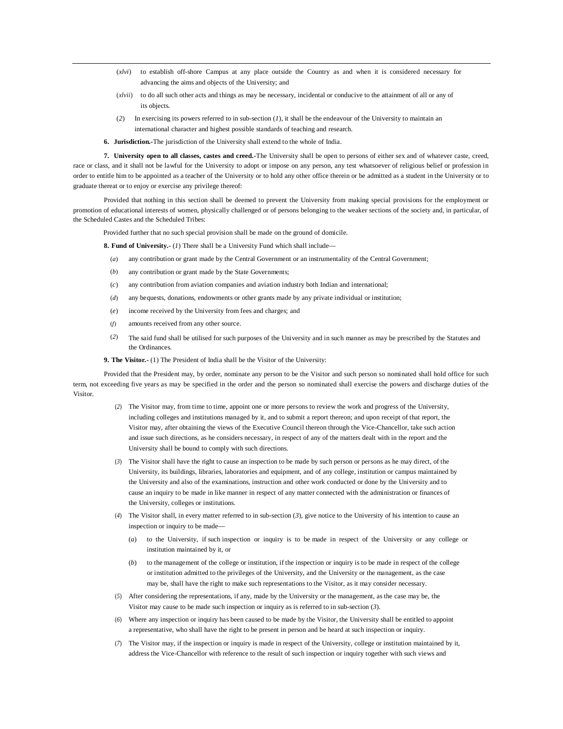(*xlvi*) to establish off-shore Campus at any place outside the Country as and when it is considered necessary for advancing the aims and objects of the University; and

(*xlvii*) to do all such other acts and things as may be necessary, incidental or conducive to the attainment of all or any of its objects.

(*2*) In exercising its powers referred to in sub-section (*1*), it shall be the endeavour of the University to maintain an international character and highest possible standards of teaching and research.

**6. Jurisdiction.-**The jurisdiction of the University shall extend to the whole of India.

**7. University open to all classes, castes and creed.-**The University shall be open to persons of either sex and of whatever caste, creed, race or class, and it shall not be lawful for the University to adopt or impose on any person, any test whatsoever of religious belief or profession in order to entitle him to be appointed as a teacher of the University or to hold any other office therein or be admitted as a student in the University or to graduate thereat or to enjoy or exercise any privilege thereof:

Provided that nothing in this section shall be deemed to prevent the University from making special provisions for the employment or promotion of educational interests of women, physically challenged or of persons belonging to the weaker sections of the society and, in particular, of the Scheduled Castes and the Scheduled Tribes:

Provided further that no such special provision shall be made on the ground of domicile.

**8. Fund of University.-** (*1*) There shall be a University Fund which shall include—

(*a*) any contribution or grant made by the Central Government or an instrumentality of the Central Government;

(*b*) any contribution or grant made by the State Governments;

(*c*) any contribution from aviation companies and aviation industry both Indian and international;

(*d*) any bequests, donations, endowments or other grants made by any private individual or institution;

(*e*) income received by the University from fees and charges; and

(*f*) amounts received from any other source.

(*2*) The said fund shall be utilised for such purposes of the University and in such manner as may be prescribed by the Statutes and the Ordinances.

**9. The Visitor.-** (1) The President of India shall be the Visitor of the University:

Provided that the President may, by order, nominate any person to be the Visitor and such person so nominated shall hold office for such term, not exceeding five years as may be specified in the order and the person so nominated shall exercise the powers and discharge duties of the Visitor.

(*2*) The Visitor may, from time to time, appoint one or more persons to review the work and progress of the University, including colleges and institutions managed by it, and to submit a report thereon; and upon receipt of that report, the Visitor may, after obtaining the views of the Executive Council thereon through the Vice-Chancellor, take such action and issue such directions, as he considers necessary, in respect of any of the matters dealt with in the report and the University shall be bound to comply with such directions.

(*3*) The Visitor shall have the right to cause an inspection to be made by such person or persons as he may direct, of the University, its buildings, libraries, laboratories and equipment, and of any college, institution or campus maintained by the University and also of the examinations, instruction and other work conducted or done by the University and to cause an inquiry to be made in like manner in respect of any matter connected with the administration or finances of the University, colleges or institutions.

(*4*) The Visitor shall, in every matter referred to in sub-section (*3*), give notice to the University of his intention to cause an inspection or inquiry to be made—

(*a*) to the University, if such inspection or inquiry is to be made in respect of the University or any college or institution maintained by it, or

(*b*) to the management of the college or institution, if the inspection or inquiry is to be made in respect of the college or institution admitted to the privileges of the University, and the University or the management, as the case may be, shall have the right to make such representations to the Visitor, as it may consider necessary.

(*5*) After considering the representations, if any, made by the University or the management, as the case may be, the Visitor may cause to be made such inspection or inquiry as is referred to in sub-section (*3*).

(*6*) Where any inspection or inquiry has been caused to be made by the Visitor, the University shall be entitled to appoint a representative, who shall have the right to be present in person and be heard at such inspection or inquiry.

(*7*) The Visitor may, if the inspection or inquiry is made in respect of the University, college or institution maintained by it, address the Vice-Chancellor with reference to the result of such inspection or inquiry together with such views and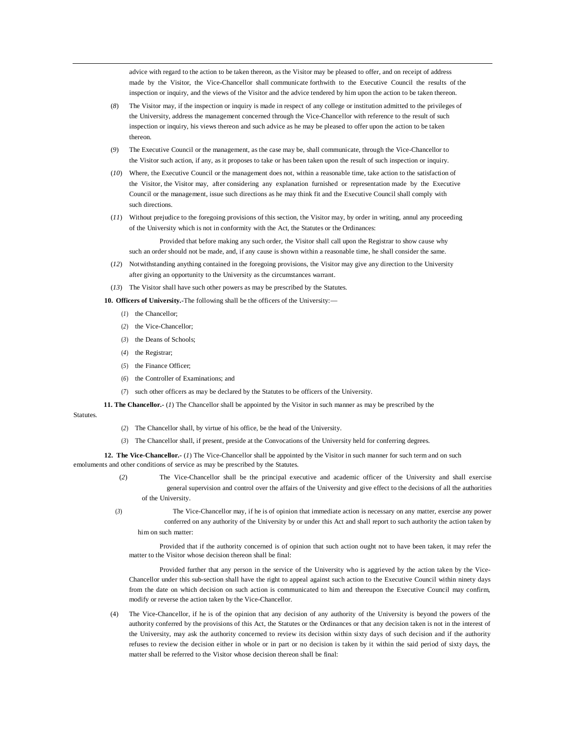advice with regard to the action to be taken thereon, as the Visitor may be pleased to offer, and on receipt of address made by the Visitor, the Vice-Chancellor shall communicate forthwith to the Executive Council the results of the inspection or inquiry, and the views of the Visitor and the advice tendered by him upon the action to be taken thereon.

(*8*) The Visitor may, if the inspection or inquiry is made in respect of any college or institution admitted to the privileges of the University, address the management concerned through the Vice-Chancellor with reference to the result of such inspection or inquiry, his views thereon and such advice as he may be pleased to offer upon the action to be taken thereon.

(*9*) The Executive Council or the management, as the case may be, shall communicate, through the Vice-Chancellor to the Visitor such action, if any, as it proposes to take or has been taken upon the result of such inspection or inquiry.

(*10*) Where, the Executive Council or the management does not, within a reasonable time, take action to the satisfaction of the Visitor, the Visitor may, after considering any explanation furnished or representation made by the Executive Council or the management, issue such directions as he may think fit and the Executive Council shall comply with such directions.

(*11*) Without prejudice to the foregoing provisions of this section, the Visitor may, by order in writing, annul any proceeding of the University which is not in conformity with the Act, the Statutes or the Ordinances:

Provided that before making any such order, the Visitor shall call upon the Registrar to show cause why such an order should not be made, and, if any cause is shown within a reasonable time, he shall consider the same.

(*12*) Notwithstanding anything contained in the foregoing provisions, the Visitor may give any direction to the University after giving an opportunity to the University as the circumstances warrant.

(*13*) The Visitor shall have such other powers as may be prescribed by the Statutes.

**10. Officers of University.**-The following shall be the officers of the University:—

(*1*) the Chancellor;

(*2*) the Vice-Chancellor;

(*3*) the Deans of Schools;

(*4*) the Registrar;

(*5*) the Finance Officer;

(*6*) the Controller of Examinations; and

(*7*) such other officers as may be declared by the Statutes to be officers of the University.

**11. The Chancellor.-** (*1*) The Chancellor shall be appointed by the Visitor in such manner as may be prescribed by the Statutes.

(*2*) The Chancellor shall, by virtue of his office, be the head of the University.

(*3*) The Chancellor shall, if present, preside at the Convocations of the University held for conferring degrees.

**12. The Vice-Chancellor.-** (*1*) The Vice-Chancellor shall be appointed by the Visitor in such manner for such term and on such emoluments and other conditions of service as may be prescribed by the Statutes.

(*2*) The Vice-Chancellor shall be the principal executive and academic officer of the University and shall exercise general supervision and control over the affairs of the University and give effect to the decisions of all the authorities of the University.

(*3*) The Vice-Chancellor may, if he is of opinion that immediate action is necessary on any matter, exercise any power conferred on any authority of the University by or under this Act and shall report to such authority the action taken by him on such matter:

Provided that if the authority concerned is of opinion that such action ought not to have been taken, it may refer the matter to the Visitor whose decision thereon shall be final:

Provided further that any person in the service of the University who is aggrieved by the action taken by the Vice-Chancellor under this sub-section shall have the right to appeal against such action to the Executive Council within ninety days from the date on which decision on such action is communicated to him and thereupon the Executive Council may confirm, modify or reverse the action taken by the Vice-Chancellor.

(4) The Vice-Chancellor, if he is of the opinion that any decision of any authority of the University is beyond the powers of the authority conferred by the provisions of this Act, the Statutes or the Ordinances or that any decision taken is not in the interest of the University, may ask the authority concerned to review its decision within sixty days of such decision and if the authority refuses to review the decision either in whole or in part or no decision is taken by it within the said period of sixty days, the matter shall be referred to the Visitor whose decision thereon shall be final: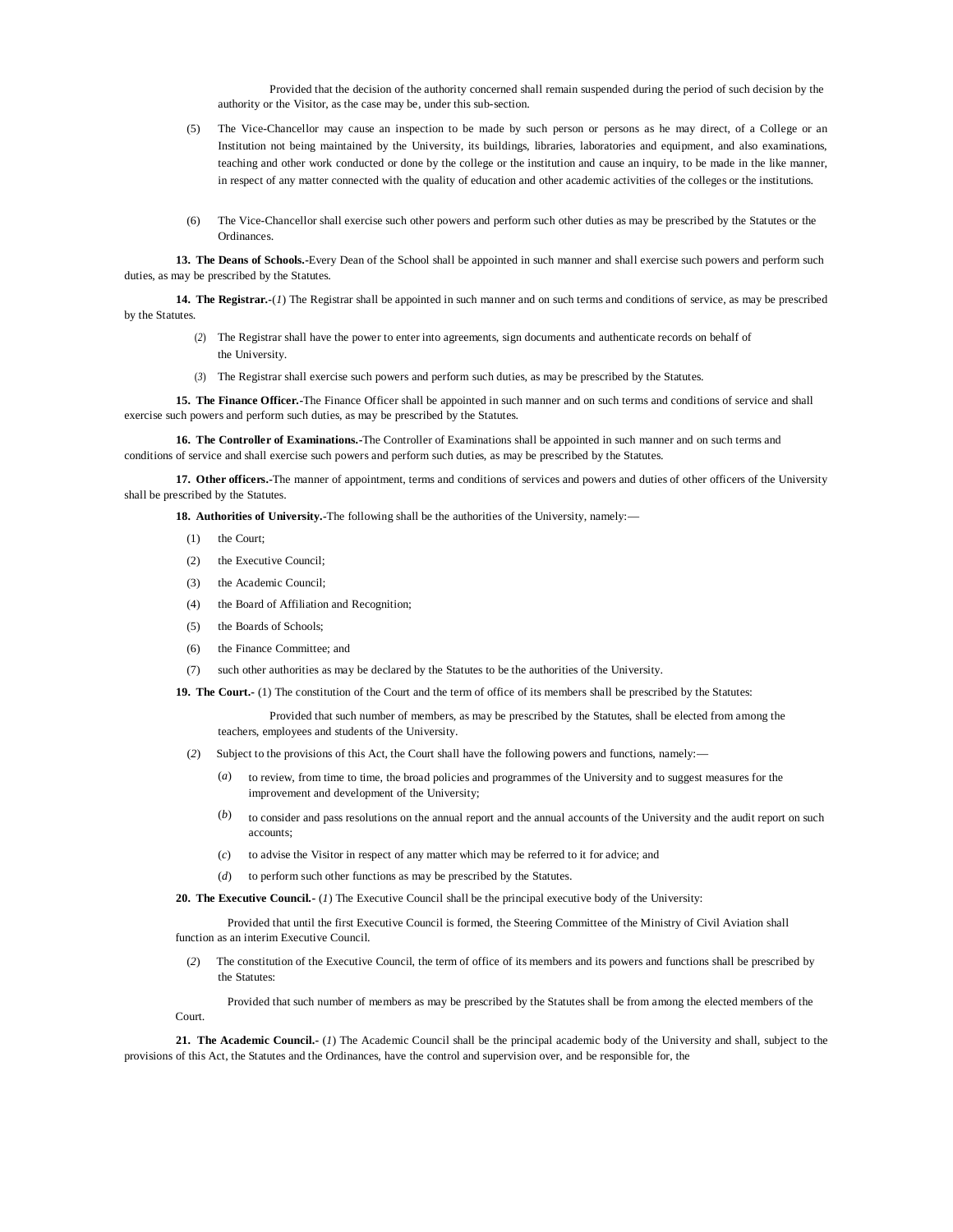Provided that the decision of the authority concerned shall remain suspended during the period of such decision by the authority or the Visitor, as the case may be, under this sub-section.

(5) The Vice-Chancellor may cause an inspection to be made by such person or persons as he may direct, of a College or an Institution not being maintained by the University, its buildings, libraries, laboratories and equipment, and also examinations, teaching and other work conducted or done by the college or the institution and cause an inquiry, to be made in the like manner, in respect of any matter connected with the quality of education and other academic activities of the colleges or the institutions.

(6) The Vice-Chancellor shall exercise such other powers and perform such other duties as may be prescribed by the Statutes or the Ordinances.

**13. The Deans of Schools.-**Every Dean of the School shall be appointed in such manner and shall exercise such powers and perform such duties, as may be prescribed by the Statutes.

**14. The Registrar.-**(*1*) The Registrar shall be appointed in such manner and on such terms and conditions of service, as may be prescribed by the Statutes.

(*2*) The Registrar shall have the power to enter into agreements, sign documents and authenticate records on behalf of the University.

(*3*) The Registrar shall exercise such powers and perform such duties, as may be prescribed by the Statutes.

**15. The Finance Officer.-**The Finance Officer shall be appointed in such manner and on such terms and conditions of service and shall exercise such powers and perform such duties, as may be prescribed by the Statutes.

**16. The Controller of Examinations.-**The Controller of Examinations shall be appointed in such manner and on such terms and conditions of service and shall exercise such powers and perform such duties, as may be prescribed by the Statutes.

**17. Other officers.-**The manner of appointment, terms and conditions of services and powers and duties of other officers of the University shall be prescribed by the Statutes.

**18. Authorities of University.-**The following shall be the authorities of the University, namely:—

(1) the Court;

(2) the Executive Council;

(3) the Academic Council;

(4) the Board of Affiliation and Recognition;

(5) the Boards of Schools;

(6) the Finance Committee; and

(7) such other authorities as may be declared by the Statutes to be the authorities of the University.

**19. The Court.-** (1) The constitution of the Court and the term of office of its members shall be prescribed by the Statutes:

Provided that such number of members, as may be prescribed by the Statutes, shall be elected from among the teachers, employees and students of the University.

(*2*) Subject to the provisions of this Act, the Court shall have the following powers and functions, namely:—

(*a*) to review, from time to time, the broad policies and programmes of the University and to suggest measures for the improvement and development of the University;

(*b*) to consider and pass resolutions on the annual report and the annual accounts of the University and the audit report on such accounts;

(*c*) to advise the Visitor in respect of any matter which may be referred to it for advice; and

(*d*) to perform such other functions as may be prescribed by the Statutes.

**20. The Executive Council.-** (*1*) The Executive Council shall be the principal executive body of the University:

Provided that until the first Executive Council is formed, the Steering Committee of the Ministry of Civil Aviation shall function as an interim Executive Council.

(*2*) The constitution of the Executive Council, the term of office of its members and its powers and functions shall be prescribed by the Statutes:

Provided that such number of members as may be prescribed by the Statutes shall be from among the elected members of the Court.

**21. The Academic Council.-** (*1*) The Academic Council shall be the principal academic body of the University and shall, subject to the provisions of this Act, the Statutes and the Ordinances, have the control and supervision over, and be responsible for, the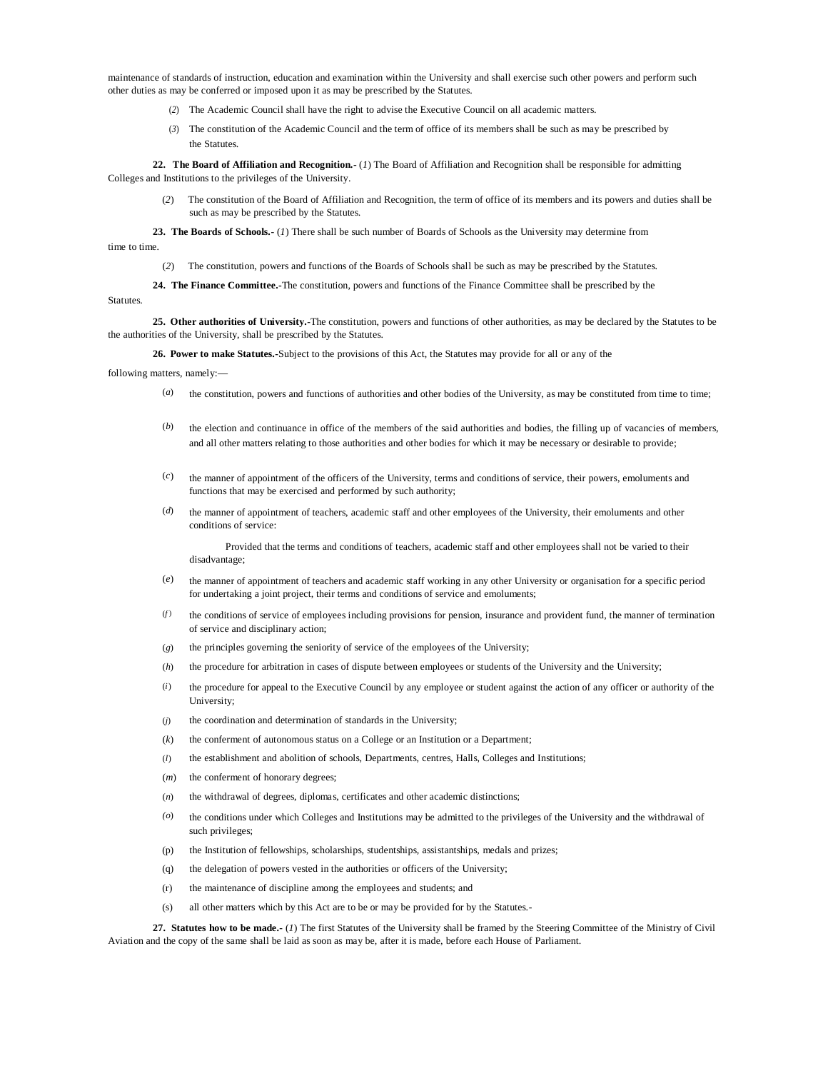maintenance of standards of instruction, education and examination within the University and shall exercise such other powers and perform such other duties as may be conferred or imposed upon it as may be prescribed by the Statutes.

(*2*) The Academic Council shall have the right to advise the Executive Council on all academic matters.

(*3*) The constitution of the Academic Council and the term of office of its members shall be such as may be prescribed by the Statutes.

**22. The Board of Affiliation and Recognition.-** (*1*) The Board of Affiliation and Recognition shall be responsible for admitting Colleges and Institutions to the privileges of the University.

(*2*) The constitution of the Board of Affiliation and Recognition, the term of office of its members and its powers and duties shall be such as may be prescribed by the Statutes.

**23. The Boards of Schools.-** (*1*) There shall be such number of Boards of Schools as the University may determine from time to time.

(*2*) The constitution, powers and functions of the Boards of Schools shall be such as may be prescribed by the Statutes.

**24. The Finance Committee.-**The constitution, powers and functions of the Finance Committee shall be prescribed by the Statutes.

**25. Other authorities of University.-**The constitution, powers and functions of other authorities, as may be declared by the Statutes to be the authorities of the University, shall be prescribed by the Statutes.

**26. Power to make Statutes.-**Subject to the provisions of this Act, the Statutes may provide for all or any of the following matters, namely:—

(*a*) the constitution, powers and functions of authorities and other bodies of the University, as may be constituted from time to time;

(*b*) the election and continuance in office of the members of the said authorities and bodies, the filling up of vacancies of members, and all other matters relating to those authorities and other bodies for which it may be necessary or desirable to provide;

(*c*) the manner of appointment of the officers of the University, terms and conditions of service, their powers, emoluments and functions that may be exercised and performed by such authority;

(*d*) the manner of appointment of teachers, academic staff and other employees of the University, their emoluments and other conditions of service:

Provided that the terms and conditions of teachers, academic staff and other employees shall not be varied to their disadvantage;

(*e*) the manner of appointment of teachers and academic staff working in any other University or organisation for a specific period for undertaking a joint project, their terms and conditions of service and emoluments;

(*f*) the conditions of service of employees including provisions for pension, insurance and provident fund, the manner of termination of service and disciplinary action;

(*g*) the principles governing the seniority of service of the employees of the University;

(*h*) the procedure for arbitration in cases of dispute between employees or students of the University and the University;

(*i*) the procedure for appeal to the Executive Council by any employee or student against the action of any officer or authority of the University;

(*j*) the coordination and determination of standards in the University;

(*k*) the conferment of autonomous status on a College or an Institution or a Department;

(*l*) the establishment and abolition of schools, Departments, centres, Halls, Colleges and Institutions;

(*m*) the conferment of honorary degrees;

(*n*) the withdrawal of degrees, diplomas, certificates and other academic distinctions;

(*o*) the conditions under which Colleges and Institutions may be admitted to the privileges of the University and the withdrawal of such privileges;

(p) the Institution of fellowships, scholarships, studentships, assistantships, medals and prizes;

(q) the delegation of powers vested in the authorities or officers of the University;

(r) the maintenance of discipline among the employees and students; and

(s) all other matters which by this Act are to be or may be provided for by the Statutes.-

**27. Statutes how to be made.-** (*1*) The first Statutes of the University shall be framed by the Steering Committee of the Ministry of Civil Aviation and the copy of the same shall be laid as soon as may be, after it is made, before each House of Parliament.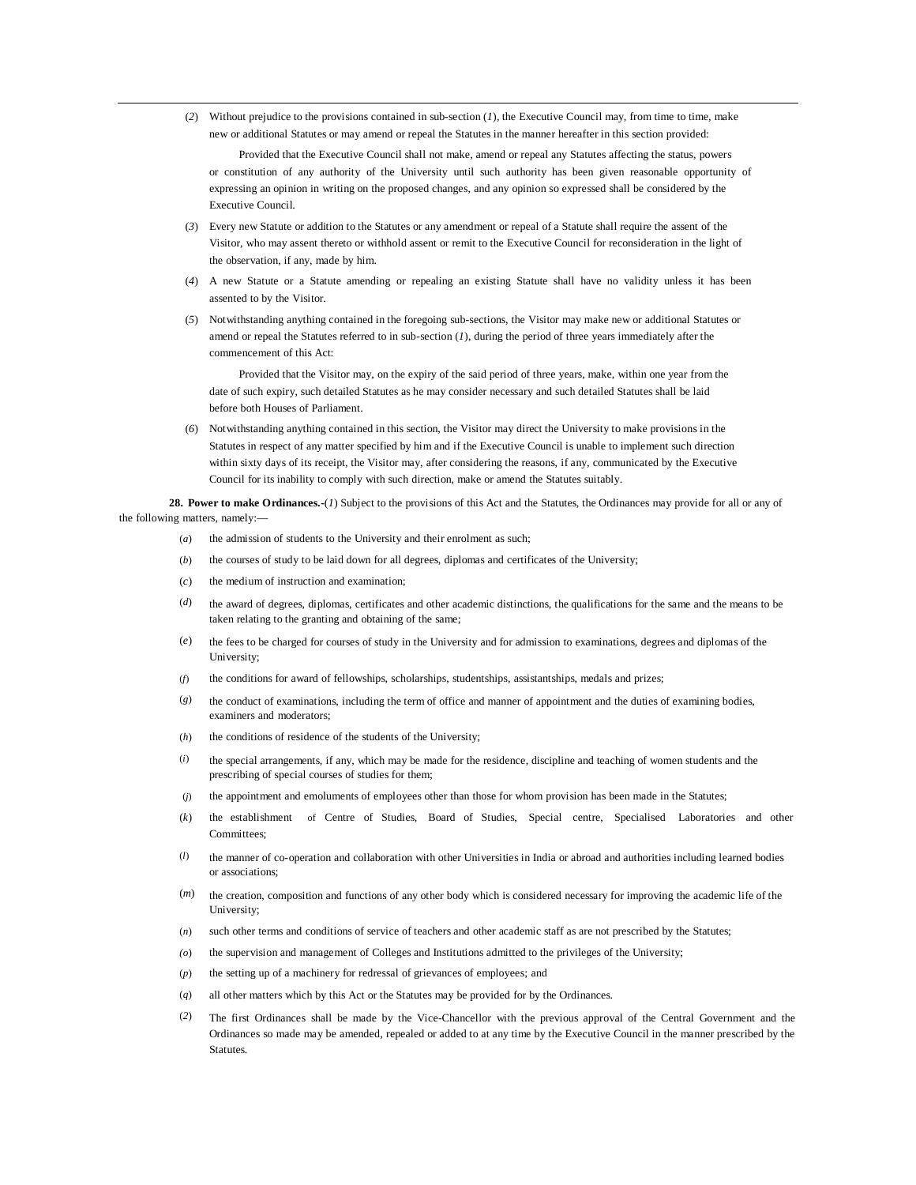(*2*) Without prejudice to the provisions contained in sub-section (*1*), the Executive Council may, from time to time, make new or additional Statutes or may amend or repeal the Statutes in the manner hereafter in this section provided:

Provided that the Executive Council shall not make, amend or repeal any Statutes affecting the status, powers or constitution of any authority of the University until such authority has been given reasonable opportunity of expressing an opinion in writing on the proposed changes, and any opinion so expressed shall be considered by the Executive Council.

(*3*) Every new Statute or addition to the Statutes or any amendment or repeal of a Statute shall require the assent of the Visitor, who may assent thereto or withhold assent or remit to the Executive Council for reconsideration in the light of the observation, if any, made by him.

(*4*) A new Statute or a Statute amending or repealing an existing Statute shall have no validity unless it has been assented to by the Visitor.

(*5*) Notwithstanding anything contained in the foregoing sub-sections, the Visitor may make new or additional Statutes or amend or repeal the Statutes referred to in sub-section (*1*), during the period of three years immediately after the commencement of this Act:

Provided that the Visitor may, on the expiry of the said period of three years, make, within one year from the date of such expiry, such detailed Statutes as he may consider necessary and such detailed Statutes shall be laid before both Houses of Parliament.

(*6*) Notwithstanding anything contained in this section, the Visitor may direct the University to make provisions in the Statutes in respect of any matter specified by him and if the Executive Council is unable to implement such direction within sixty days of its receipt, the Visitor may, after considering the reasons, if any, communicated by the Executive Council for its inability to comply with such direction, make or amend the Statutes suitably.

**28. Power to make Ordinances.**-(*1*) Subject to the provisions of this Act and the Statutes, the Ordinances may provide for all or any of the following matters, namely:—

(*a*) the admission of students to the University and their enrolment as such;

(*b*) the courses of study to be laid down for all degrees, diplomas and certificates of the University;

(*c*) the medium of instruction and examination;

(*d*) the award of degrees, diplomas, certificates and other academic distinctions, the qualifications for the same and the means to be taken relating to the granting and obtaining of the same;

(*e*) the fees to be charged for courses of study in the University and for admission to examinations, degrees and diplomas of the University;

(*f*) the conditions for award of fellowships, scholarships, studentships, assistantships, medals and prizes;

(*g*) the conduct of examinations, including the term of office and manner of appointment and the duties of examining bodies, examiners and moderators;

(*h*) the conditions of residence of the students of the University;

(*i*) the special arrangements, if any, which may be made for the residence, discipline and teaching of women students and the prescribing of special courses of studies for them;

(*j*) the appointment and emoluments of employees other than those for whom provision has been made in the Statutes;

(*k*) the establishment of Centre of Studies, Board of Studies, Special centre, Specialised Laboratories and other Committees;

(*l*) the manner of co-operation and collaboration with other Universities in India or abroad and authorities including learned bodies or associations;

(*m*) the creation, composition and functions of any other body which is considered necessary for improving the academic life of the University;

(*n*) such other terms and conditions of service of teachers and other academic staff as are not prescribed by the Statutes;

(*o*) the supervision and management of Colleges and Institutions admitted to the privileges of the University;

(*p*) the setting up of a machinery for redressal of grievances of employees; and

(*q*) all other matters which by this Act or the Statutes may be provided for by the Ordinances.

(*2*) The first Ordinances shall be made by the Vice-Chancellor with the previous approval of the Central Government and the Ordinances so made may be amended, repealed or added to at any time by the Executive Council in the manner prescribed by the Statutes.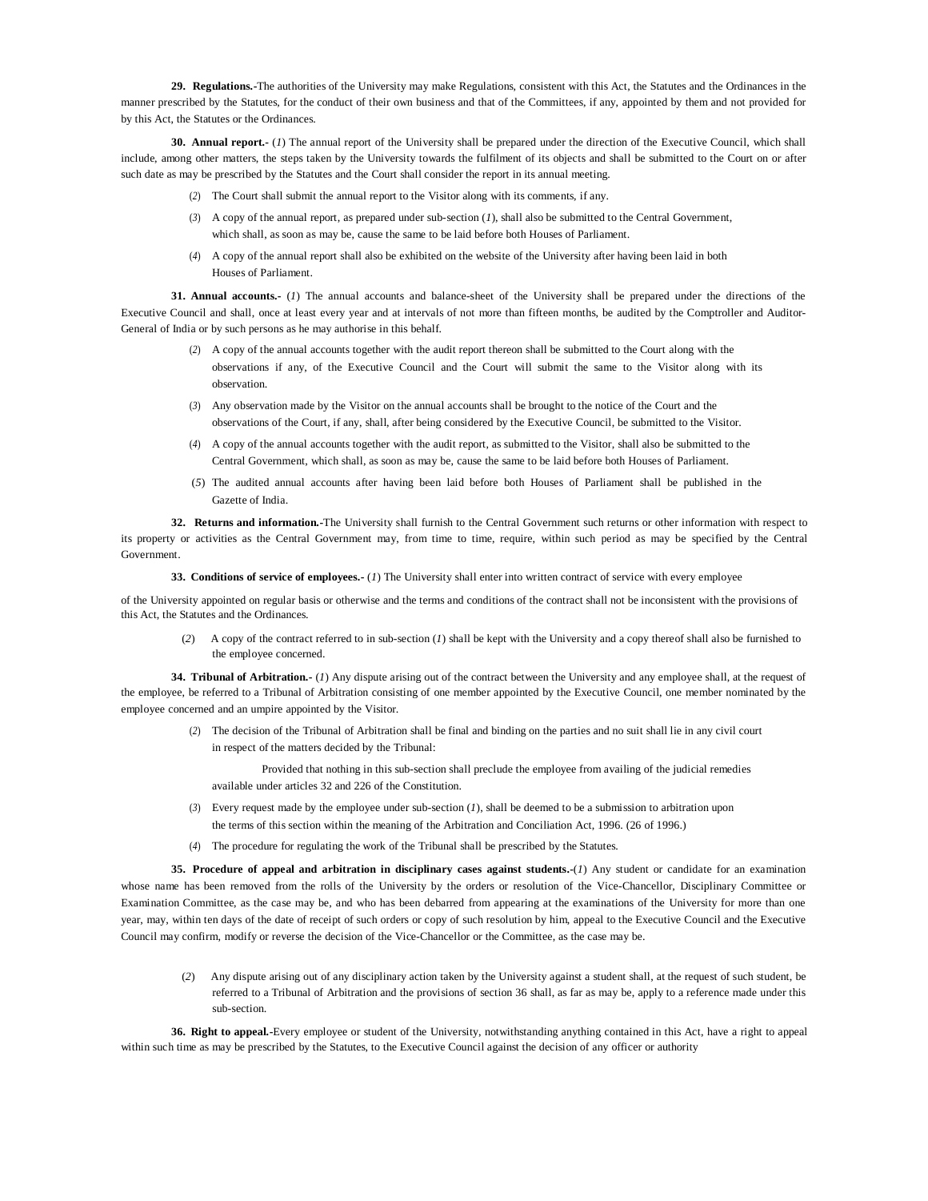**29. Regulations.-**The authorities of the University may make Regulations, consistent with this Act, the Statutes and the Ordinances in the manner prescribed by the Statutes, for the conduct of their own business and that of the Committees, if any, appointed by them and not provided for by this Act, the Statutes or the Ordinances.

**30. Annual report.-** (*1*) The annual report of the University shall be prepared under the direction of the Executive Council, which shall include, among other matters, the steps taken by the University towards the fulfilment of its objects and shall be submitted to the Court on or after such date as may be prescribed by the Statutes and the Court shall consider the report in its annual meeting.

(*2*) The Court shall submit the annual report to the Visitor along with its comments, if any.

(*3*) A copy of the annual report, as prepared under sub-section (*1*), shall also be submitted to the Central Government, which shall, as soon as may be, cause the same to be laid before both Houses of Parliament.

(*4*) A copy of the annual report shall also be exhibited on the website of the University after having been laid in both Houses of Parliament.

**31. Annual accounts.-** (*1*) The annual accounts and balance-sheet of the University shall be prepared under the directions of the Executive Council and shall, once at least every year and at intervals of not more than fifteen months, be audited by the Comptroller and Auditor-General of India or by such persons as he may authorise in this behalf.

(*2*) A copy of the annual accounts together with the audit report thereon shall be submitted to the Court along with the observations if any, of the Executive Council and the Court will submit the same to the Visitor along with its observation.

(*3*) Any observation made by the Visitor on the annual accounts shall be brought to the notice of the Court and the observations of the Court, if any, shall, after being considered by the Executive Council, be submitted to the Visitor.

(*4*) A copy of the annual accounts together with the audit report, as submitted to the Visitor, shall also be submitted to the Central Government, which shall, as soon as may be, cause the same to be laid before both Houses of Parliament.

(*5*) The audited annual accounts after having been laid before both Houses of Parliament shall be published in the Gazette of India.

**32. Returns and information.-**The University shall furnish to the Central Government such returns or other information with respect to its property or activities as the Central Government may, from time to time, require, within such period as may be specified by the Central Government.

**33. Conditions of service of employees.-** (*1*) The University shall enter into written contract of service with every employee of the University appointed on regular basis or otherwise and the terms and conditions of the contract shall not be inconsistent with the provisions of this Act, the Statutes and the Ordinances.

(*2*) A copy of the contract referred to in sub-section (*1*) shall be kept with the University and a copy thereof shall also be furnished to the employee concerned.

**34. Tribunal of Arbitration.-** (*1*) Any dispute arising out of the contract between the University and any employee shall, at the request of the employee, be referred to a Tribunal of Arbitration consisting of one member appointed by the Executive Council, one member nominated by the employee concerned and an umpire appointed by the Visitor.

(*2*) The decision of the Tribunal of Arbitration shall be final and binding on the parties and no suit shall lie in any civil court in respect of the matters decided by the Tribunal:

Provided that nothing in this sub-section shall preclude the employee from availing of the judicial remedies available under articles 32 and 226 of the Constitution.

(*3*) Every request made by the employee under sub-section (*1*), shall be deemed to be a submission to arbitration upon the terms of this section within the meaning of the Arbitration and Conciliation Act, 1996. (26 of 1996.)

(*4*) The procedure for regulating the work of the Tribunal shall be prescribed by the Statutes.

**35. Procedure of appeal and arbitration in disciplinary cases against students.-**(*1*) Any student or candidate for an examination whose name has been removed from the rolls of the University by the orders or resolution of the Vice-Chancellor, Disciplinary Committee or Examination Committee, as the case may be, and who has been debarred from appearing at the examinations of the University for more than one year, may, within ten days of the date of receipt of such orders or copy of such resolution by him, appeal to the Executive Council and the Executive Council may confirm, modify or reverse the decision of the Vice-Chancellor or the Committee, as the case may be.

(*2*) Any dispute arising out of any disciplinary action taken by the University against a student shall, at the request of such student, be referred to a Tribunal of Arbitration and the provisions of section 36 shall, as far as may be, apply to a reference made under this sub-section.

**36. Right to appeal.-**Every employee or student of the University, notwithstanding anything contained in this Act, have a right to appeal within such time as may be prescribed by the Statutes, to the Executive Council against the decision of any officer or authority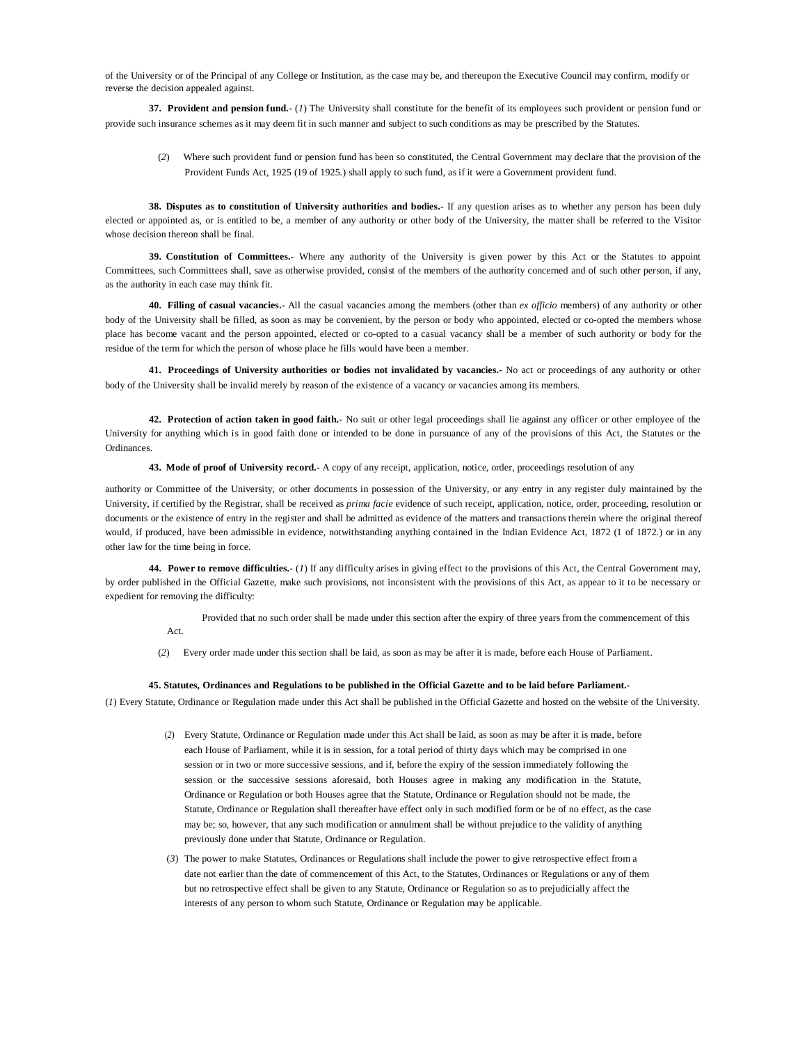of the University or of the Principal of any College or Institution, as the case may be, and thereupon the Executive Council may confirm, modify or reverse the decision appealed against.

**37. Provident and pension fund.-** (*1*) The University shall constitute for the benefit of its employees such provident or pension fund or provide such insurance schemes as it may deem fit in such manner and subject to such conditions as may be prescribed by the Statutes.

(*2*) Where such provident fund or pension fund has been so constituted, the Central Government may declare that the provision of the Provident Funds Act, 1925 (19 of 1925.) shall apply to such fund, as if it were a Government provident fund.

**38. Disputes as to constitution of University authorities and bodies.-** If any question arises as to whether any person has been duly elected or appointed as, or is entitled to be, a member of any authority or other body of the University, the matter shall be referred to the Visitor whose decision thereon shall be final.

**39. Constitution of Committees.-** Where any authority of the University is given power by this Act or the Statutes to appoint Committees, such Committees shall, save as otherwise provided, consist of the members of the authority concerned and of such other person, if any, as the authority in each case may think fit.

**40. Filling of casual vacancies.-** All the casual vacancies among the members (other than *ex officio* members) of any authority or other body of the University shall be filled, as soon as may be convenient, by the person or body who appointed, elected or co-opted the members whose place has become vacant and the person appointed, elected or co-opted to a casual vacancy shall be a member of such authority or body for the residue of the term for which the person of whose place he fills would have been a member.

**41. Proceedings of University authorities or bodies not invalidated by vacancies.-** No act or proceedings of any authority or other body of the University shall be invalid merely by reason of the existence of a vacancy or vacancies among its members.

**42. Protection of action taken in good faith.-** No suit or other legal proceedings shall lie against any officer or other employee of the University for anything which is in good faith done or intended to be done in pursuance of any of the provisions of this Act, the Statutes or the Ordinances.

**43. Mode of proof of University record.-** A copy of any receipt, application, notice, order, proceedings resolution of any

authority or Committee of the University, or other documents in possession of the University, or any entry in any register duly maintained by the University, if certified by the Registrar, shall be received as *prima facie* evidence of such receipt, application, notice, order, proceeding, resolution or documents or the existence of entry in the register and shall be admitted as evidence of the matters and transactions therein where the original thereof would, if produced, have been admissible in evidence, notwithstanding anything contained in the Indian Evidence Act, 1872 (1 of 1872.) or in any other law for the time being in force.

**44. Power to remove difficulties.-** (*1*) If any difficulty arises in giving effect to the provisions of this Act, the Central Government may, by order published in the Official Gazette, make such provisions, not inconsistent with the provisions of this Act, as appear to it to be necessary or expedient for removing the difficulty:

Provided that no such order shall be made under this section after the expiry of three years from the commencement of this Act.

(*2*) Every order made under this section shall be laid, as soon as may be after it is made, before each House of Parliament.

**45. Statutes, Ordinances and Regulations to be published in the Official Gazette and to be laid before Parliament.-**

(*1*) Every Statute, Ordinance or Regulation made under this Act shall be published in the Official Gazette and hosted on the website of the University.

(*2*) Every Statute, Ordinance or Regulation made under this Act shall be laid, as soon as may be after it is made, before each House of Parliament, while it is in session, for a total period of thirty days which may be comprised in one session or in two or more successive sessions, and if, before the expiry of the session immediately following the session or the successive sessions aforesaid, both Houses agree in making any modification in the Statute, Ordinance or Regulation or both Houses agree that the Statute, Ordinance or Regulation should not be made, the Statute, Ordinance or Regulation shall thereafter have effect only in such modified form or be of no effect, as the case may be; so, however, that any such modification or annulment shall be without prejudice to the validity of anything previously done under that Statute, Ordinance or Regulation.

(*3*) The power to make Statutes, Ordinances or Regulations shall include the power to give retrospective effect from a date not earlier than the date of commencement of this Act, to the Statutes, Ordinances or Regulations or any of them but no retrospective effect shall be given to any Statute, Ordinance or Regulation so as to prejudicially affect the interests of any person to whom such Statute, Ordinance or Regulation may be applicable.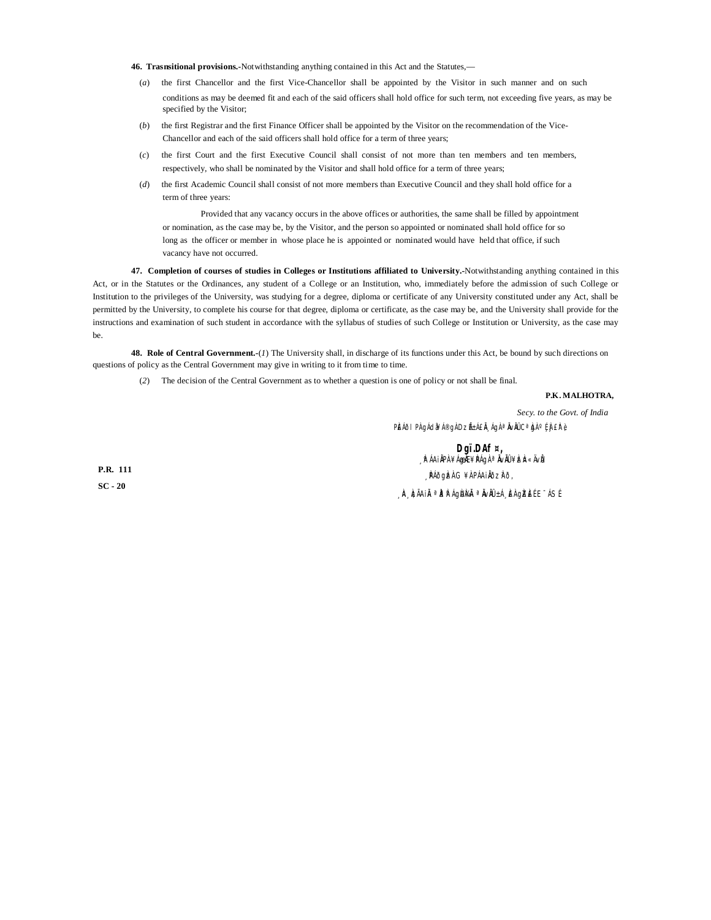**46. Trasnsitional provisions.**-Notwithstanding anything contained in this Act and the Statutes,—

(*a*) the first Chancellor and the first Vice-Chancellor shall be appointed by the Visitor in such manner and on such conditions as may be deemed fit and each of the said officers shall hold office for such term, not exceeding five years, as may be specified by the Visitor;

(*b*) the first Registrar and the first Finance Officer shall be appointed by the Visitor on the recommendation of the Vice-Chancellor and each of the said officers shall hold office for a term of three years;

(*c*) the first Court and the first Executive Council shall consist of not more than ten members and ten members, respectively, who shall be nominated by the Visitor and shall hold office for a term of three years;

(*d*) the first Academic Council shall consist of not more members than Executive Council and they shall hold office for a term of three years:

Provided that any vacancy occurs in the above offices or authorities, the same shall be filled by appointment or nomination, as the case may be, by the Visitor, and the person so appointed or nominated shall hold office for so long as the officer or member in whose place he is appointed or nominated would have held that office, if such vacancy have not occurred.

**47. Completion of courses of studies in Colleges or Institutions affiliated to University.**-Notwithstanding anything contained in this Act, or in the Statutes or the Ordinances, any student of a College or an Institution, who, immediately before the admission of such College or Institution to the privileges of the University, was studying for a degree, diploma or certificate of any University constituted under any Act, shall be permitted by the University, to complete his course for that degree, diploma or certificate, as the case may be, and the University shall provide for the instructions and examination of such student in accordance with the syllabus of studies of such College or Institution or University, as the case may be.

**48. Role of Central Government.**-(*1*) The University shall, in discharge of its functions under this Act, be bound by such directions on questions of policy as the Central Government may give in writing to it from time to time.

(*2*) The decision of the Central Government as to whether a question is one of policy or not shall be final.

**P.K. MALHOTRA,**

*Secy. to the Govt. of India*

PÀ£ÁðlPÀ gÁdå¥Á®gÀ DzÉñÁ£ÀÄ¸ÁgÀ ªÀÄvÀÄÛ CªÀgÀ ºÉ¸Àj£À°è

**Dgï.DAf¤,**

¸ÀºÁAiÀÄPÀ PÁ£ÀÆ£ÀÄ gÀZÀ£ÁPÁgÀgÀÄ

¸ÀPÁðgÀzÀ G¥À PÁAiÀÄðzÀ²ð,

¸ÀA¸À¢ÃAiÀÄ ªÀåªÀºÁgÀUÀ¼ÀÄ ªÀÄvÀÄÛ ±Á¸À£À gÀZÀ£É E¯ÁSÉ

**P.R. 111**

**SC - 20**